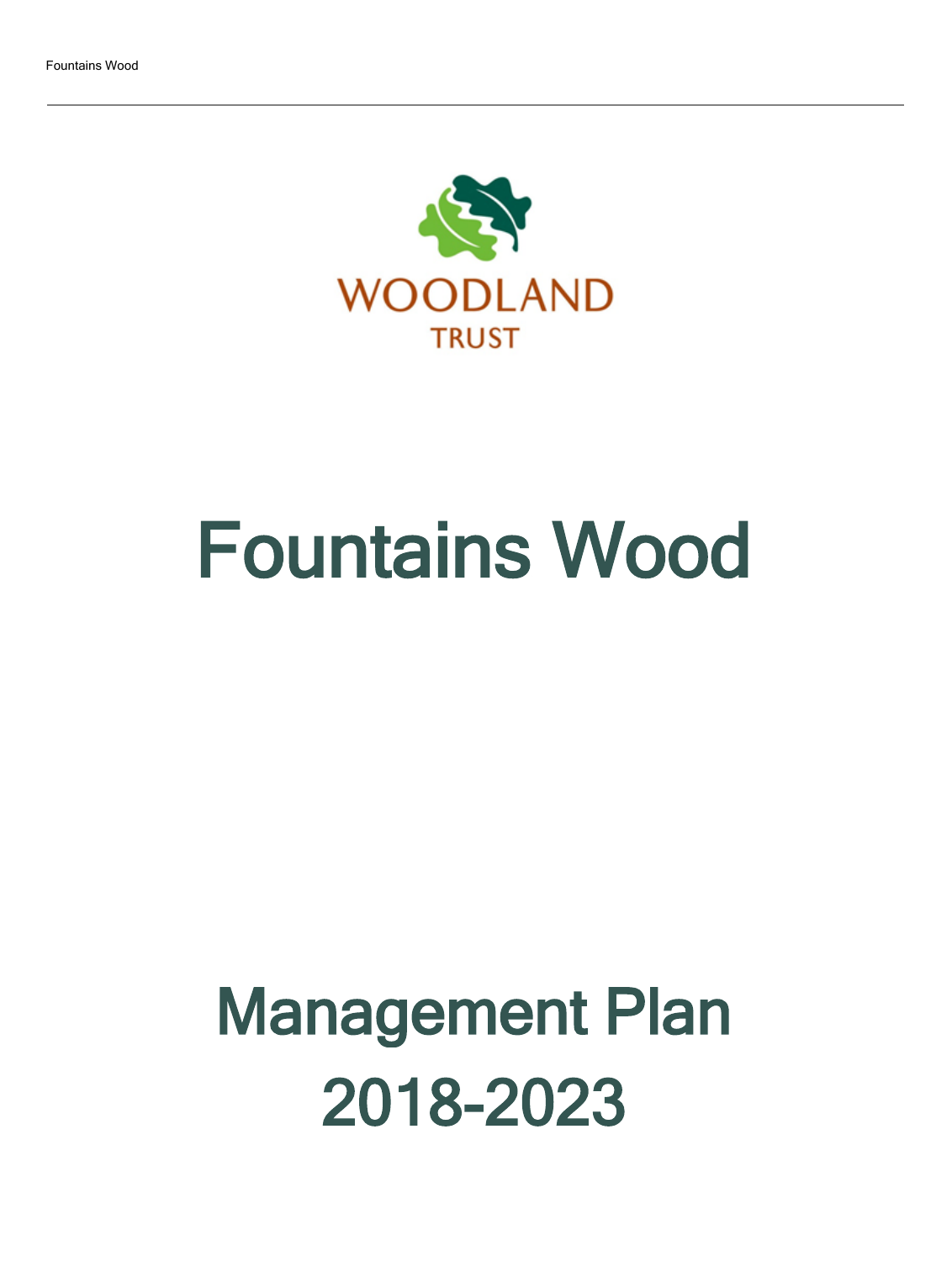WOODLAND TRUST

# Fountains Wood

# Management Plan 2018-2023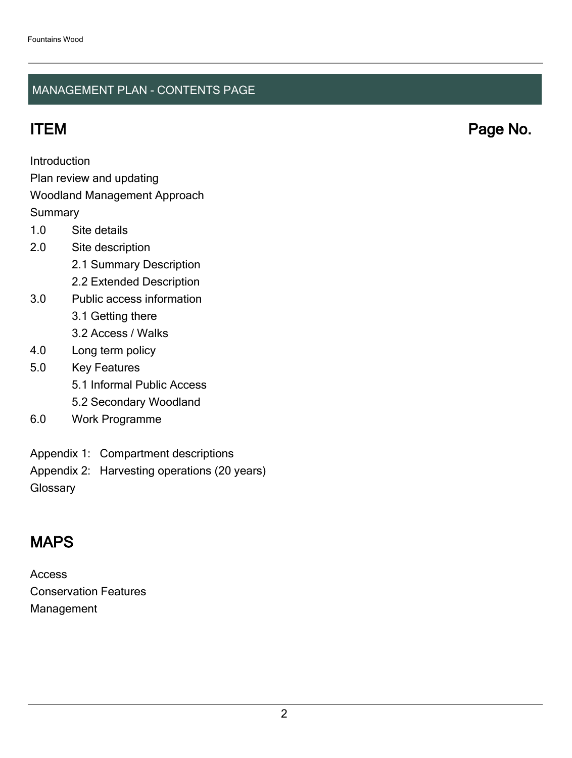## MANAGEMENT PLAN - CONTENTS PAGE

| ITEM | Page No. |
|---|---|
| Introduction | |
| Plan review and updating | |
| Woodland Management Approach | |
| Summary | |
| 1.0 Site details | |
| 2.0 Site description | |
| 2.1 Summary Description | |
| 2.2 Extended Description | |
| 3.0 Public access information | |
| 3.1 Getting there | |
| 3.2 Access / Walks | |
| 4.0 Long term policy | |
| 5.0 Key Features | |
| 5.1 Informal Public Access | |
| 5.2 Secondary Woodland | |
| 6.0 Work Programme | |
| Appendix 1: Compartment descriptions | |
| Appendix 2: Harvesting operations (20 years) | |
| Glossary | |

## MAPS

Access
Conservation Features
Management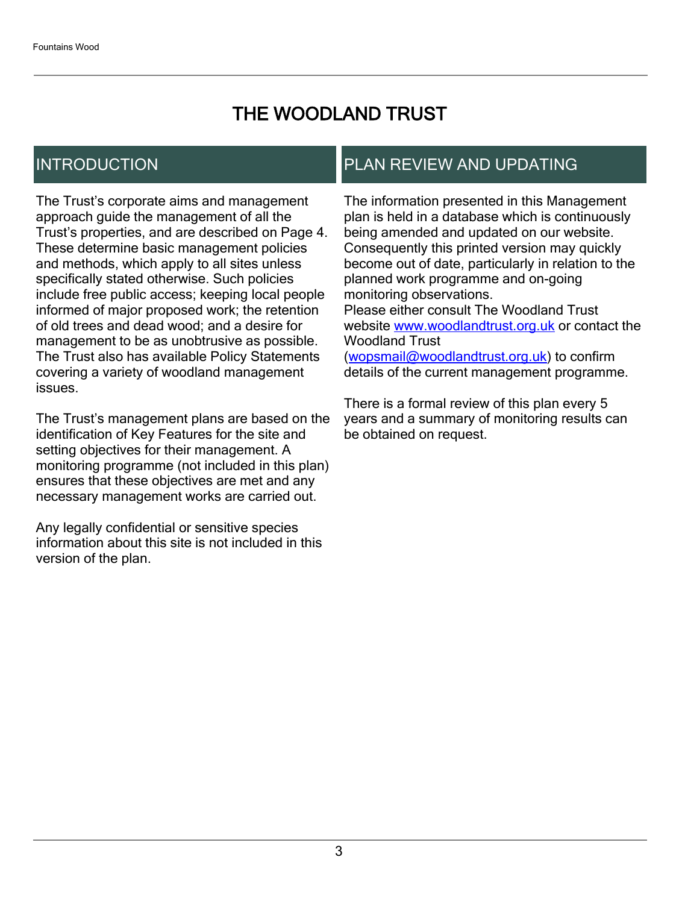# THE WOODLAND TRUST

## INTRODUCTION

The Trust's corporate aims and management approach guide the management of all the Trust's properties, and are described on Page 4. These determine basic management policies and methods, which apply to all sites unless specifically stated otherwise. Such policies include free public access; keeping local people informed of major proposed work; the retention of old trees and dead wood; and a desire for management to be as unobtrusive as possible. The Trust also has available Policy Statements covering a variety of woodland management issues.

The Trust's management plans are based on the identification of Key Features for the site and setting objectives for their management. A monitoring programme (not included in this plan) ensures that these objectives are met and any necessary management works are carried out.

Any legally confidential or sensitive species information about this site is not included in this version of the plan.

## PLAN REVIEW AND UPDATING

The information presented in this Management plan is held in a database which is continuously being amended and updated on our website. Consequently this printed version may quickly become out of date, particularly in relation to the planned work programme and on-going monitoring observations.
Please either consult The Woodland Trust website [www.woodlandtrust.org.uk](http://www.woodlandtrust.org.uk) or contact the Woodland Trust ([wopsmail@woodlandtrust.org.uk](mailto:wopsmail@woodlandtrust.org.uk)) to confirm details of the current management programme.

There is a formal review of this plan every 5 years and a summary of monitoring results can be obtained on request.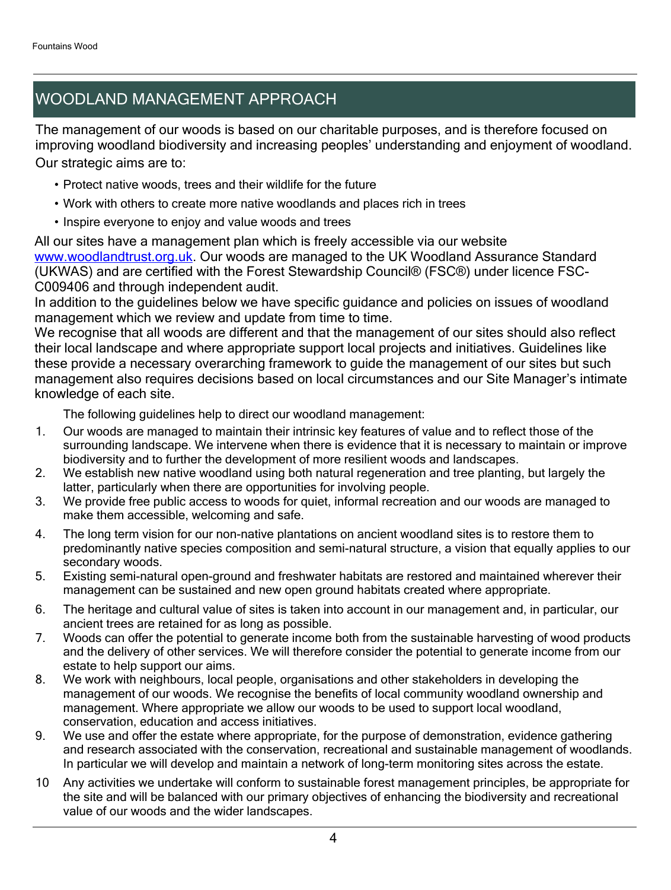## WOODLAND MANAGEMENT APPROACH

The management of our woods is based on our charitable purposes, and is therefore focused on improving woodland biodiversity and increasing peoples' understanding and enjoyment of woodland. Our strategic aims are to:

- Protect native woods, trees and their wildlife for the future
- Work with others to create more native woodlands and places rich in trees
- Inspire everyone to enjoy and value woods and trees

All our sites have a management plan which is freely accessible via our website [www.woodlandtrust.org.uk](http://www.woodlandtrust.org.uk). Our woods are managed to the UK Woodland Assurance Standard (UKWAS) and are certified with the Forest Stewardship Council® (FSC®) under licence FSC-C009406 and through independent audit.

In addition to the guidelines below we have specific guidance and policies on issues of woodland management which we review and update from time to time.

We recognise that all woods are different and that the management of our sites should also reflect their local landscape and where appropriate support local projects and initiatives. Guidelines like these provide a necessary overarching framework to guide the management of our sites but such management also requires decisions based on local circumstances and our Site Manager's intimate knowledge of each site.

The following guidelines help to direct our woodland management:

1. Our woods are managed to maintain their intrinsic key features of value and to reflect those of the surrounding landscape. We intervene when there is evidence that it is necessary to maintain or improve biodiversity and to further the development of more resilient woods and landscapes.
2. We establish new native woodland using both natural regeneration and tree planting, but largely the latter, particularly when there are opportunities for involving people.
3. We provide free public access to woods for quiet, informal recreation and our woods are managed to make them accessible, welcoming and safe.
4. The long term vision for our non-native plantations on ancient woodland sites is to restore them to predominantly native species composition and semi-natural structure, a vision that equally applies to our secondary woods.
5. Existing semi-natural open-ground and freshwater habitats are restored and maintained wherever their management can be sustained and new open ground habitats created where appropriate.
6. The heritage and cultural value of sites is taken into account in our management and, in particular, our ancient trees are retained for as long as possible.
7. Woods can offer the potential to generate income both from the sustainable harvesting of wood products and the delivery of other services. We will therefore consider the potential to generate income from our estate to help support our aims.
8. We work with neighbours, local people, organisations and other stakeholders in developing the management of our woods. We recognise the benefits of local community woodland ownership and management. Where appropriate we allow our woods to be used to support local woodland, conservation, education and access initiatives.
9. We use and offer the estate where appropriate, for the purpose of demonstration, evidence gathering and research associated with the conservation, recreational and sustainable management of woodlands. In particular we will develop and maintain a network of long-term monitoring sites across the estate.
10. Any activities we undertake will conform to sustainable forest management principles, be appropriate for the site and will be balanced with our primary objectives of enhancing the biodiversity and recreational value of our woods and the wider landscapes.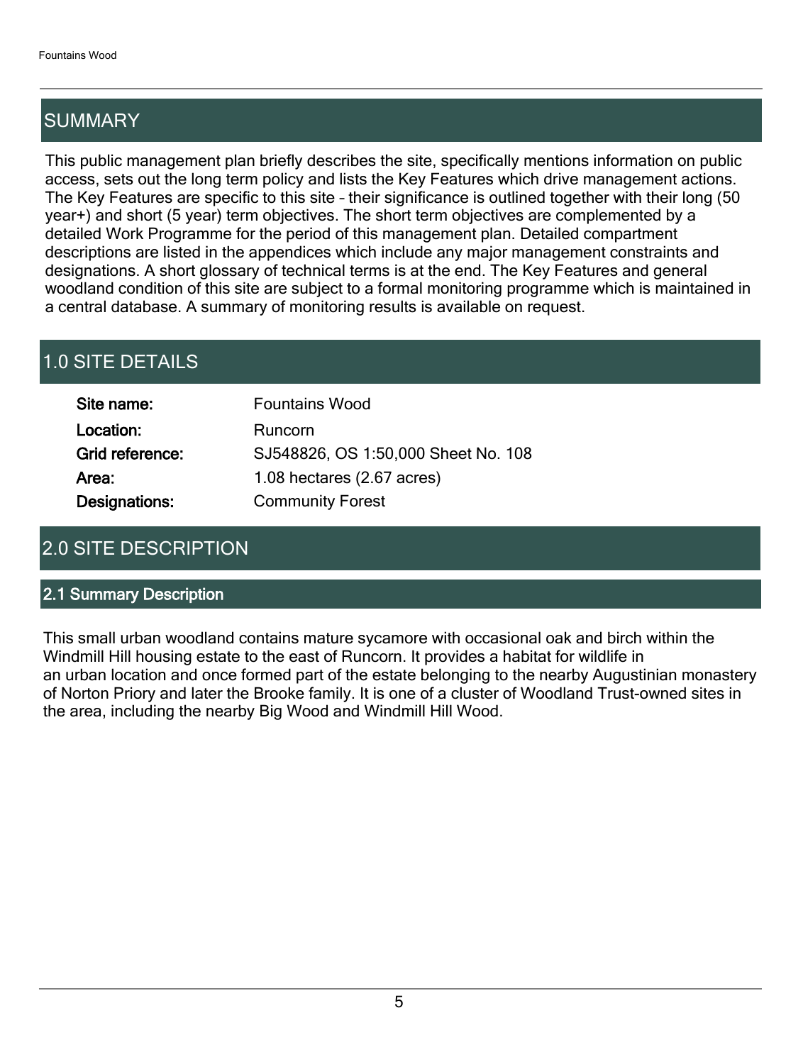## SUMMARY

This public management plan briefly describes the site, specifically mentions information on public access, sets out the long term policy and lists the Key Features which drive management actions. The Key Features are specific to this site – their significance is outlined together with their long (50 year+) and short (5 year) term objectives. The short term objectives are complemented by a detailed Work Programme for the period of this management plan. Detailed compartment descriptions are listed in the appendices which include any major management constraints and designations. A short glossary of technical terms is at the end. The Key Features and general woodland condition of this site are subject to a formal monitoring programme which is maintained in a central database. A summary of monitoring results is available on request.

## 1.0 SITE DETAILS

| | |
|---|---|
| **Site name:** | Fountains Wood |
| **Location:** | Runcorn |
| **Grid reference:** | SJ548826, OS 1:50,000 Sheet No. 108 |
| **Area:** | 1.08 hectares (2.67 acres) |
| **Designations:** | Community Forest |

## 2.0 SITE DESCRIPTION

### 2.1 Summary Description

This small urban woodland contains mature sycamore with occasional oak and birch within the Windmill Hill housing estate to the east of Runcorn. It provides a habitat for wildlife in an urban location and once formed part of the estate belonging to the nearby Augustinian monastery of Norton Priory and later the Brooke family. It is one of a cluster of Woodland Trust-owned sites in the area, including the nearby Big Wood and Windmill Hill Wood.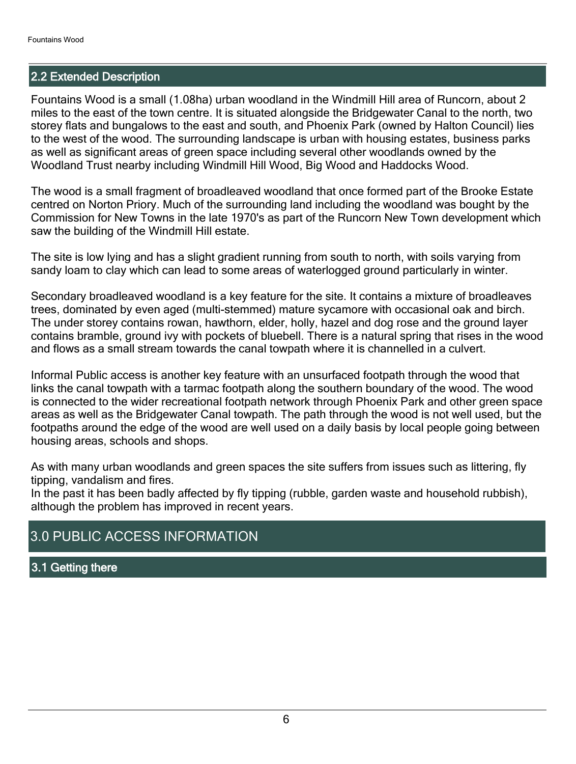## 2.2 Extended Description

Fountains Wood is a small (1.08ha) urban woodland in the Windmill Hill area of Runcorn, about 2 miles to the east of the town centre. It is situated alongside the Bridgewater Canal to the north, two storey flats and bungalows to the east and south, and Phoenix Park (owned by Halton Council) lies to the west of the wood. The surrounding landscape is urban with housing estates, business parks as well as significant areas of green space including several other woodlands owned by the Woodland Trust nearby including Windmill Hill Wood, Big Wood and Haddocks Wood.

The wood is a small fragment of broadleaved woodland that once formed part of the Brooke Estate centred on Norton Priory. Much of the surrounding land including the woodland was bought by the Commission for New Towns in the late 1970's as part of the Runcorn New Town development which saw the building of the Windmill Hill estate.

The site is low lying and has a slight gradient running from south to north, with soils varying from sandy loam to clay which can lead to some areas of waterlogged ground particularly in winter.

Secondary broadleaved woodland is a key feature for the site. It contains a mixture of broadleaves trees, dominated by even aged (multi-stemmed) mature sycamore with occasional oak and birch. The under storey contains rowan, hawthorn, elder, holly, hazel and dog rose and the ground layer contains bramble, ground ivy with pockets of bluebell. There is a natural spring that rises in the wood and flows as a small stream towards the canal towpath where it is channelled in a culvert.

Informal Public access is another key feature with an unsurfaced footpath through the wood that links the canal towpath with a tarmac footpath along the southern boundary of the wood. The wood is connected to the wider recreational footpath network through Phoenix Park and other green space areas as well as the Bridgewater Canal towpath. The path through the wood is not well used, but the footpaths around the edge of the wood are well used on a daily basis by local people going between housing areas, schools and shops.

As with many urban woodlands and green spaces the site suffers from issues such as littering, fly tipping, vandalism and fires.
In the past it has been badly affected by fly tipping (rubble, garden waste and household rubbish), although the problem has improved in recent years.

# 3.0 PUBLIC ACCESS INFORMATION

## 3.1 Getting there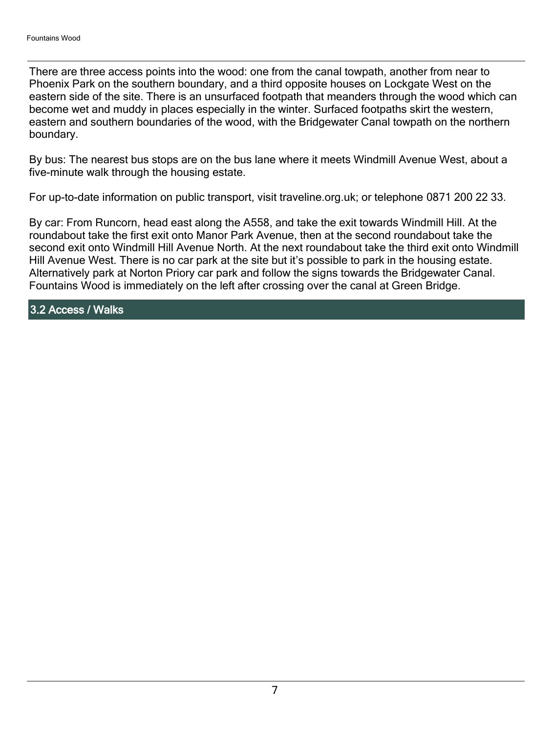There are three access points into the wood: one from the canal towpath, another from near to Phoenix Park on the southern boundary, and a third opposite houses on Lockgate West on the eastern side of the site. There is an unsurfaced footpath that meanders through the wood which can become wet and muddy in places especially in the winter. Surfaced footpaths skirt the western, eastern and southern boundaries of the wood, with the Bridgewater Canal towpath on the northern boundary.

By bus: The nearest bus stops are on the bus lane where it meets Windmill Avenue West, about a five-minute walk through the housing estate.

For up-to-date information on public transport, visit traveline.org.uk; or telephone 0871 200 22 33.

By car: From Runcorn, head east along the A558, and take the exit towards Windmill Hill. At the roundabout take the first exit onto Manor Park Avenue, then at the second roundabout take the second exit onto Windmill Hill Avenue North. At the next roundabout take the third exit onto Windmill Hill Avenue West. There is no car park at the site but it's possible to park in the housing estate. Alternatively park at Norton Priory car park and follow the signs towards the Bridgewater Canal. Fountains Wood is immediately on the left after crossing over the canal at Green Bridge.

## 3.2 Access / Walks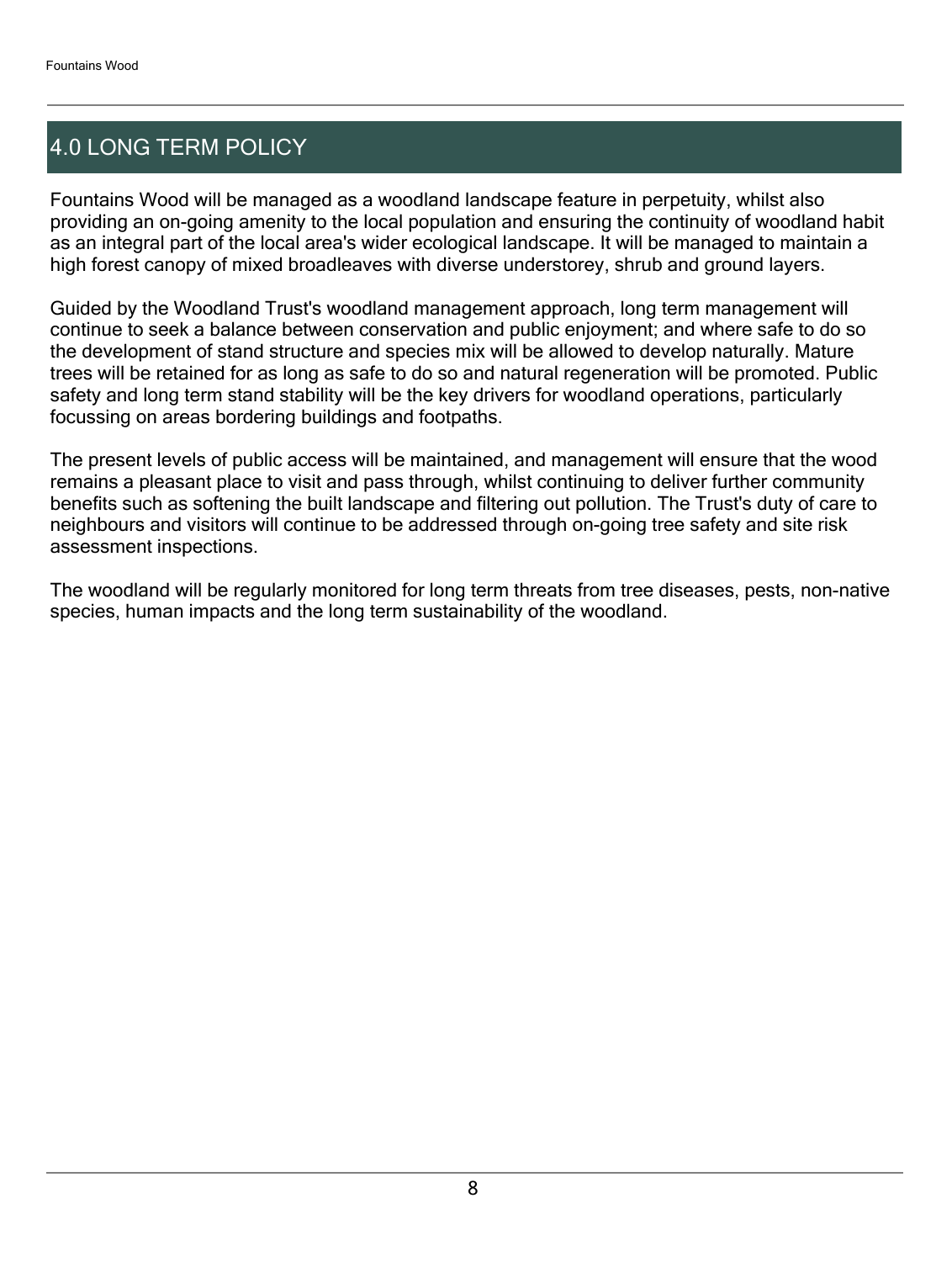## 4.0 LONG TERM POLICY

Fountains Wood will be managed as a woodland landscape feature in perpetuity, whilst also providing an on-going amenity to the local population and ensuring the continuity of woodland habit as an integral part of the local area's wider ecological landscape. It will be managed to maintain a high forest canopy of mixed broadleaves with diverse understorey, shrub and ground layers.

Guided by the Woodland Trust's woodland management approach, long term management will continue to seek a balance between conservation and public enjoyment; and where safe to do so the development of stand structure and species mix will be allowed to develop naturally. Mature trees will be retained for as long as safe to do so and natural regeneration will be promoted. Public safety and long term stand stability will be the key drivers for woodland operations, particularly focussing on areas bordering buildings and footpaths.

The present levels of public access will be maintained, and management will ensure that the wood remains a pleasant place to visit and pass through, whilst continuing to deliver further community benefits such as softening the built landscape and filtering out pollution. The Trust's duty of care to neighbours and visitors will continue to be addressed through on-going tree safety and site risk assessment inspections.

The woodland will be regularly monitored for long term threats from tree diseases, pests, non-native species, human impacts and the long term sustainability of the woodland.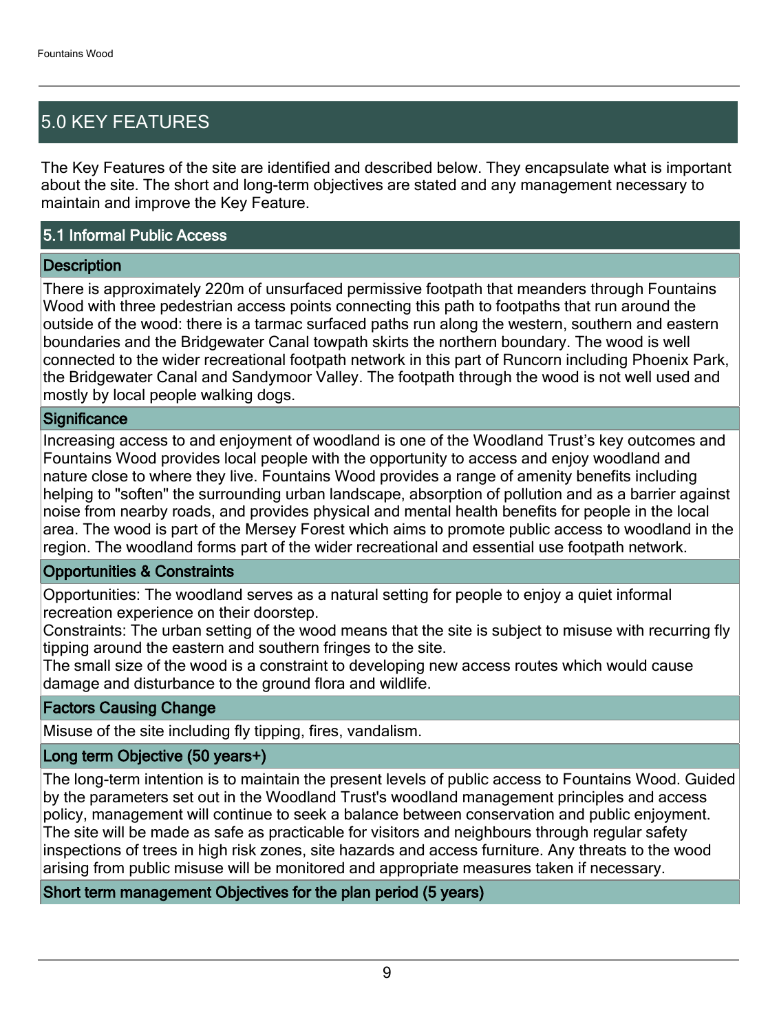## 5.0 KEY FEATURES

The Key Features of the site are identified and described below. They encapsulate what is important about the site. The short and long-term objectives are stated and any management necessary to maintain and improve the Key Feature.

### 5.1 Informal Public Access

#### Description

There is approximately 220m of unsurfaced permissive footpath that meanders through Fountains Wood with three pedestrian access points connecting this path to footpaths that run around the outside of the wood: there is a tarmac surfaced paths run along the western, southern and eastern boundaries and the Bridgewater Canal towpath skirts the northern boundary. The wood is well connected to the wider recreational footpath network in this part of Runcorn including Phoenix Park, the Bridgewater Canal and Sandymoor Valley. The footpath through the wood is not well used and mostly by local people walking dogs.

#### Significance

Increasing access to and enjoyment of woodland is one of the Woodland Trust's key outcomes and Fountains Wood provides local people with the opportunity to access and enjoy woodland and nature close to where they live. Fountains Wood provides a range of amenity benefits including helping to "soften" the surrounding urban landscape, absorption of pollution and as a barrier against noise from nearby roads, and provides physical and mental health benefits for people in the local area. The wood is part of the Mersey Forest which aims to promote public access to woodland in the region. The woodland forms part of the wider recreational and essential use footpath network.

#### Opportunities & Constraints

Opportunities: The woodland serves as a natural setting for people to enjoy a quiet informal recreation experience on their doorstep.
Constraints: The urban setting of the wood means that the site is subject to misuse with recurring fly tipping around the eastern and southern fringes to the site.
The small size of the wood is a constraint to developing new access routes which would cause damage and disturbance to the ground flora and wildlife.

#### Factors Causing Change

Misuse of the site including fly tipping, fires, vandalism.

#### Long term Objective (50 years+)

The long-term intention is to maintain the present levels of public access to Fountains Wood. Guided by the parameters set out in the Woodland Trust's woodland management principles and access policy, management will continue to seek a balance between conservation and public enjoyment. The site will be made as safe as practicable for visitors and neighbours through regular safety inspections of trees in high risk zones, site hazards and access furniture. Any threats to the wood arising from public misuse will be monitored and appropriate measures taken if necessary.

#### Short term management Objectives for the plan period (5 years)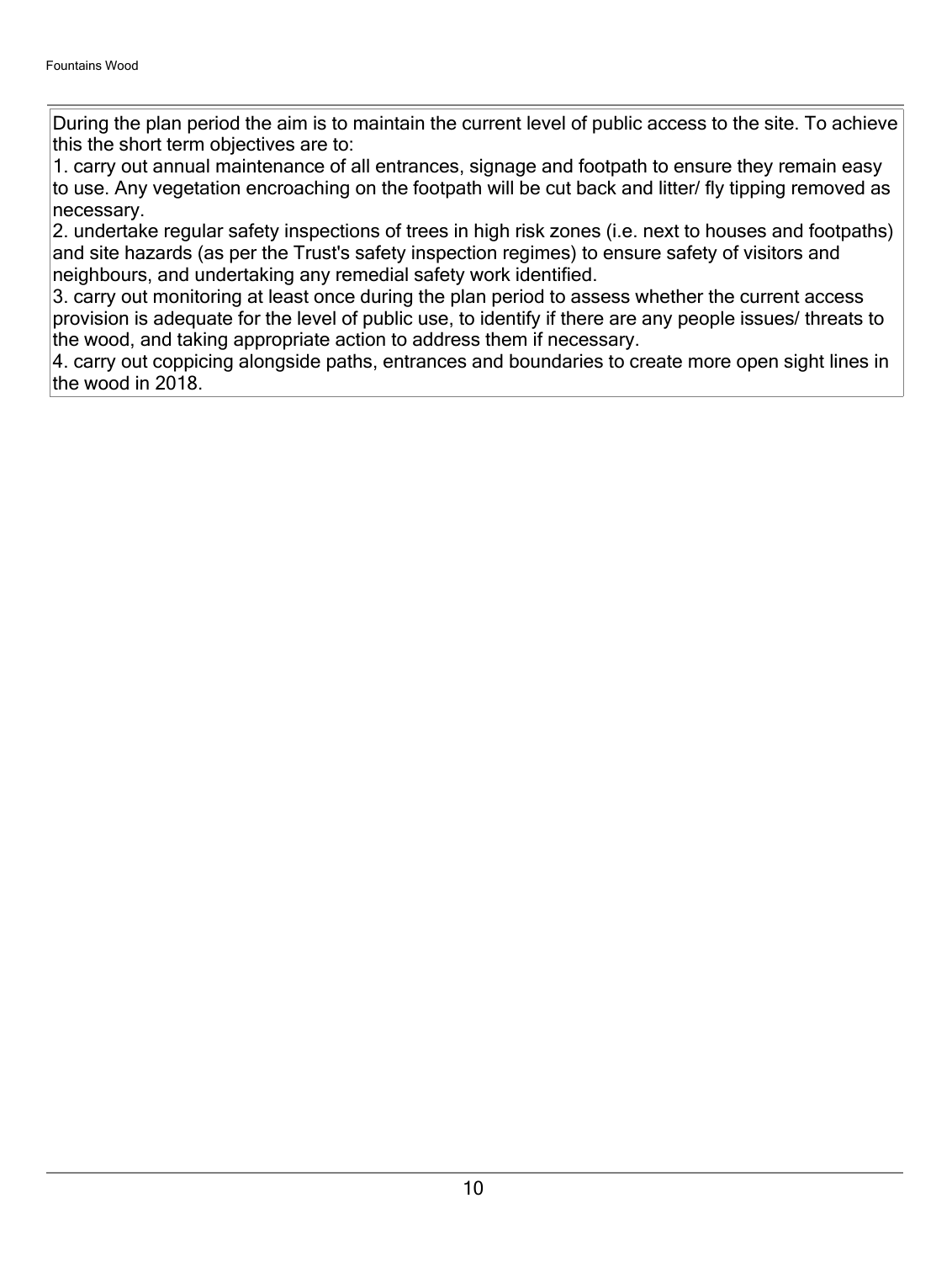During the plan period the aim is to maintain the current level of public access to the site. To achieve this the short term objectives are to:

1. carry out annual maintenance of all entrances, signage and footpath to ensure they remain easy to use. Any vegetation encroaching on the footpath will be cut back and litter/ fly tipping removed as necessary.
2. undertake regular safety inspections of trees in high risk zones (i.e. next to houses and footpaths) and site hazards (as per the Trust's safety inspection regimes) to ensure safety of visitors and neighbours, and undertaking any remedial safety work identified.
3. carry out monitoring at least once during the plan period to assess whether the current access provision is adequate for the level of public use, to identify if there are any people issues/ threats to the wood, and taking appropriate action to address them if necessary.
4. carry out coppicing alongside paths, entrances and boundaries to create more open sight lines in the wood in 2018.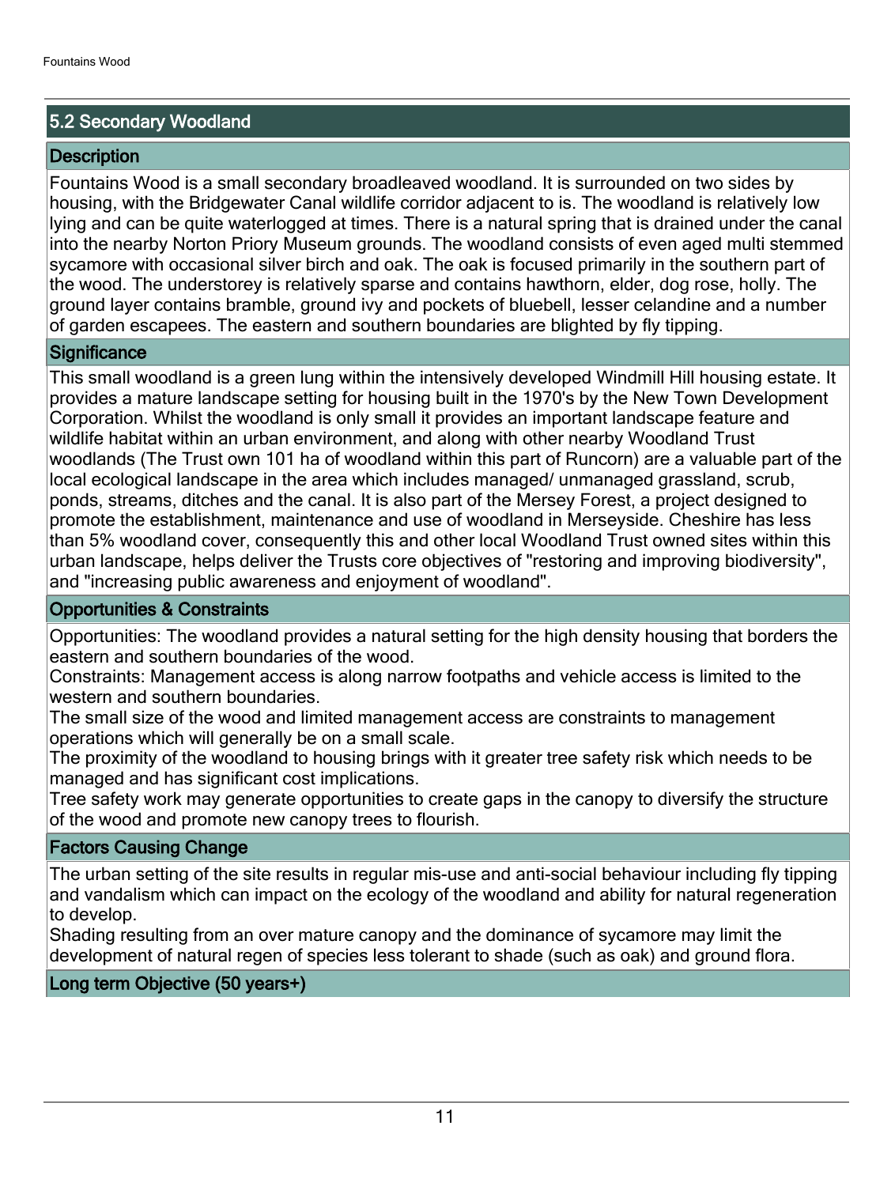## 5.2 Secondary Woodland

### Description

Fountains Wood is a small secondary broadleaved woodland. It is surrounded on two sides by housing, with the Bridgewater Canal wildlife corridor adjacent to is. The woodland is relatively low lying and can be quite waterlogged at times. There is a natural spring that is drained under the canal into the nearby Norton Priory Museum grounds. The woodland consists of even aged multi stemmed sycamore with occasional silver birch and oak. The oak is focused primarily in the southern part of the wood. The understorey is relatively sparse and contains hawthorn, elder, dog rose, holly. The ground layer contains bramble, ground ivy and pockets of bluebell, lesser celandine and a number of garden escapees. The eastern and southern boundaries are blighted by fly tipping.

### Significance

This small woodland is a green lung within the intensively developed Windmill Hill housing estate. It provides a mature landscape setting for housing built in the 1970's by the New Town Development Corporation. Whilst the woodland is only small it provides an important landscape feature and wildlife habitat within an urban environment, and along with other nearby Woodland Trust woodlands (The Trust own 101 ha of woodland within this part of Runcorn) are a valuable part of the local ecological landscape in the area which includes managed/ unmanaged grassland, scrub, ponds, streams, ditches and the canal. It is also part of the Mersey Forest, a project designed to promote the establishment, maintenance and use of woodland in Merseyside. Cheshire has less than 5% woodland cover, consequently this and other local Woodland Trust owned sites within this urban landscape, helps deliver the Trusts core objectives of "restoring and improving biodiversity", and "increasing public awareness and enjoyment of woodland".

### Opportunities & Constraints

Opportunities: The woodland provides a natural setting for the high density housing that borders the eastern and southern boundaries of the wood.
Constraints: Management access is along narrow footpaths and vehicle access is limited to the western and southern boundaries.
The small size of the wood and limited management access are constraints to management operations which will generally be on a small scale.
The proximity of the woodland to housing brings with it greater tree safety risk which needs to be managed and has significant cost implications.
Tree safety work may generate opportunities to create gaps in the canopy to diversify the structure of the wood and promote new canopy trees to flourish.

### Factors Causing Change

The urban setting of the site results in regular mis-use and anti-social behaviour including fly tipping and vandalism which can impact on the ecology of the woodland and ability for natural regeneration to develop.
Shading resulting from an over mature canopy and the dominance of sycamore may limit the development of natural regen of species less tolerant to shade (such as oak) and ground flora.

### Long term Objective (50 years+)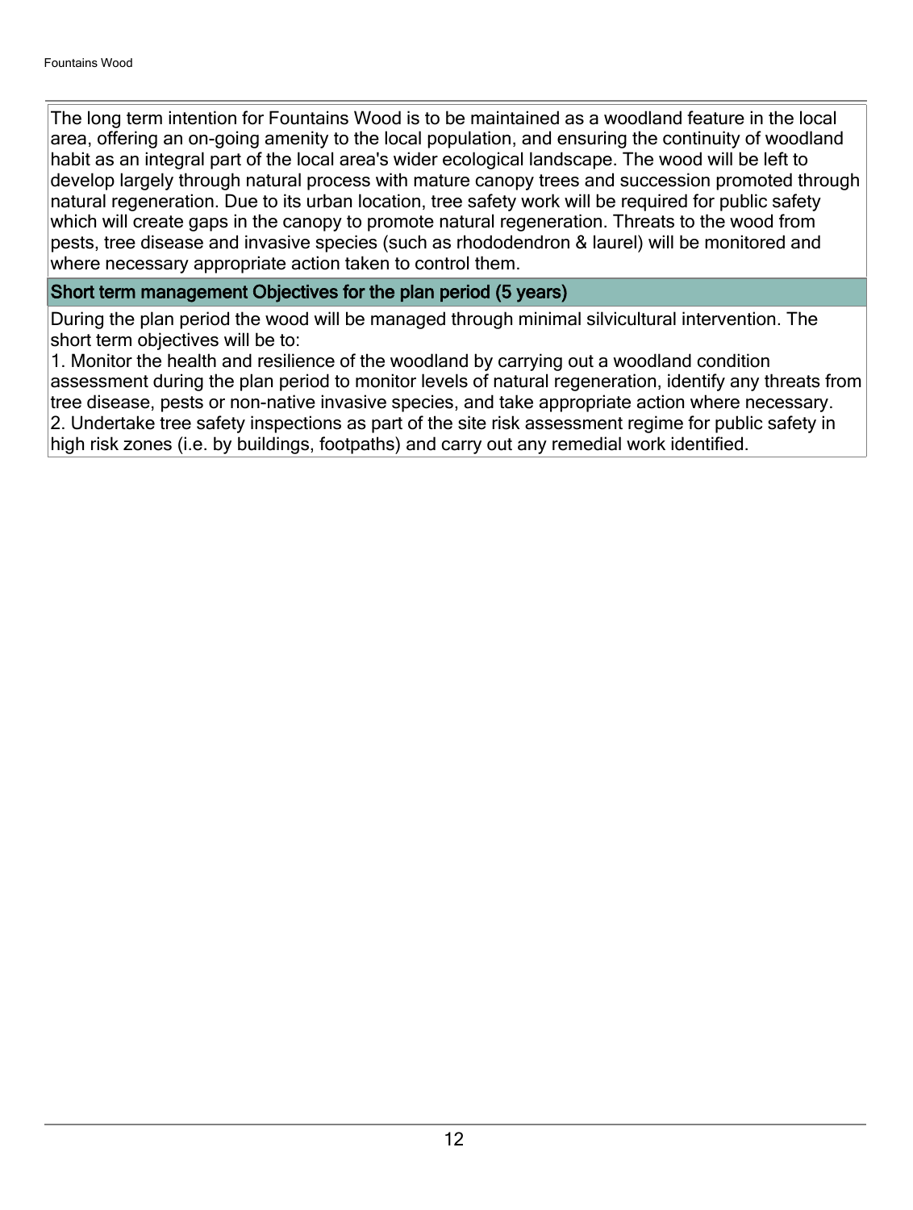The long term intention for Fountains Wood is to be maintained as a woodland feature in the local area, offering an on-going amenity to the local population, and ensuring the continuity of woodland habit as an integral part of the local area's wider ecological landscape. The wood will be left to develop largely through natural process with mature canopy trees and succession promoted through natural regeneration. Due to its urban location, tree safety work will be required for public safety which will create gaps in the canopy to promote natural regeneration. Threats to the wood from pests, tree disease and invasive species (such as rhododendron & laurel) will be monitored and where necessary appropriate action taken to control them.

## Short term management Objectives for the plan period (5 years)

During the plan period the wood will be managed through minimal silvicultural intervention. The short term objectives will be to:

1. Monitor the health and resilience of the woodland by carrying out a woodland condition assessment during the plan period to monitor levels of natural regeneration, identify any threats from tree disease, pests or non-native invasive species, and take appropriate action where necessary.
2. Undertake tree safety inspections as part of the site risk assessment regime for public safety in high risk zones (i.e. by buildings, footpaths) and carry out any remedial work identified.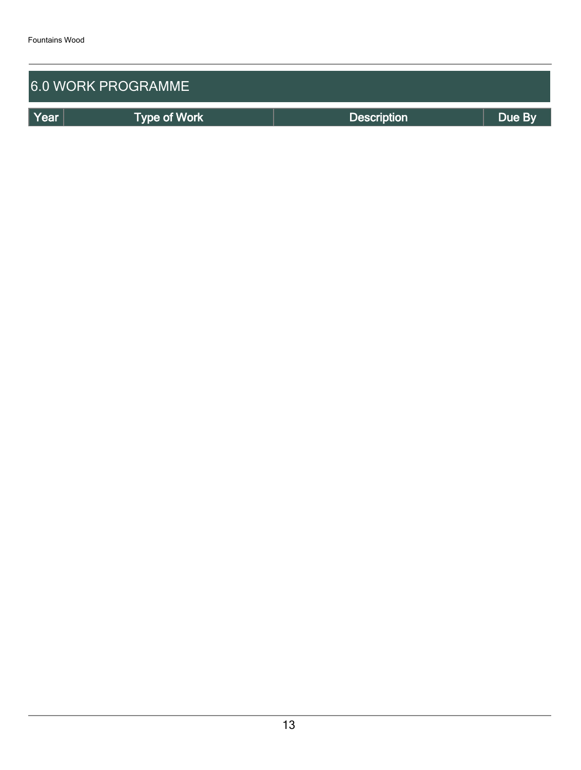## 6.0 WORK PROGRAMME

| Year | Type of Work | Description | Due By |
|---|---|---|---|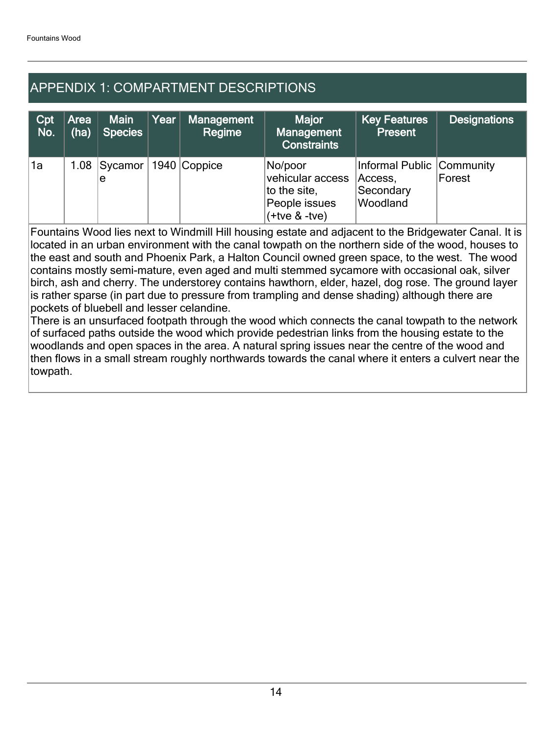## APPENDIX 1: COMPARTMENT DESCRIPTIONS

| Cpt No. | Area (ha) | Main Species | Year | Management Regime | Major Management Constraints | Key Features Present | Designations |
|---|---|---|---|---|---|---|---|
| 1a | 1.08 | Sycamore | 1940 | Coppice | No/poor vehicular access to the site, People issues (+tve & -tve) | Informal Public Access, Secondary Woodland | Community Forest |

Fountains Wood lies next to Windmill Hill housing estate and adjacent to the Bridgewater Canal. It is located in an urban environment with the canal towpath on the northern side of the wood, houses to the east and south and Phoenix Park, a Halton Council owned green space, to the west. The wood contains mostly semi-mature, even aged and multi stemmed sycamore with occasional oak, silver birch, ash and cherry. The understorey contains hawthorn, elder, hazel, dog rose. The ground layer is rather sparse (in part due to pressure from trampling and dense shading) although there are pockets of bluebell and lesser celandine.

There is an unsurfaced footpath through the wood which connects the canal towpath to the network of surfaced paths outside the wood which provide pedestrian links from the housing estate to the woodlands and open spaces in the area. A natural spring issues near the centre of the wood and then flows in a small stream roughly northwards towards the canal where it enters a culvert near the towpath.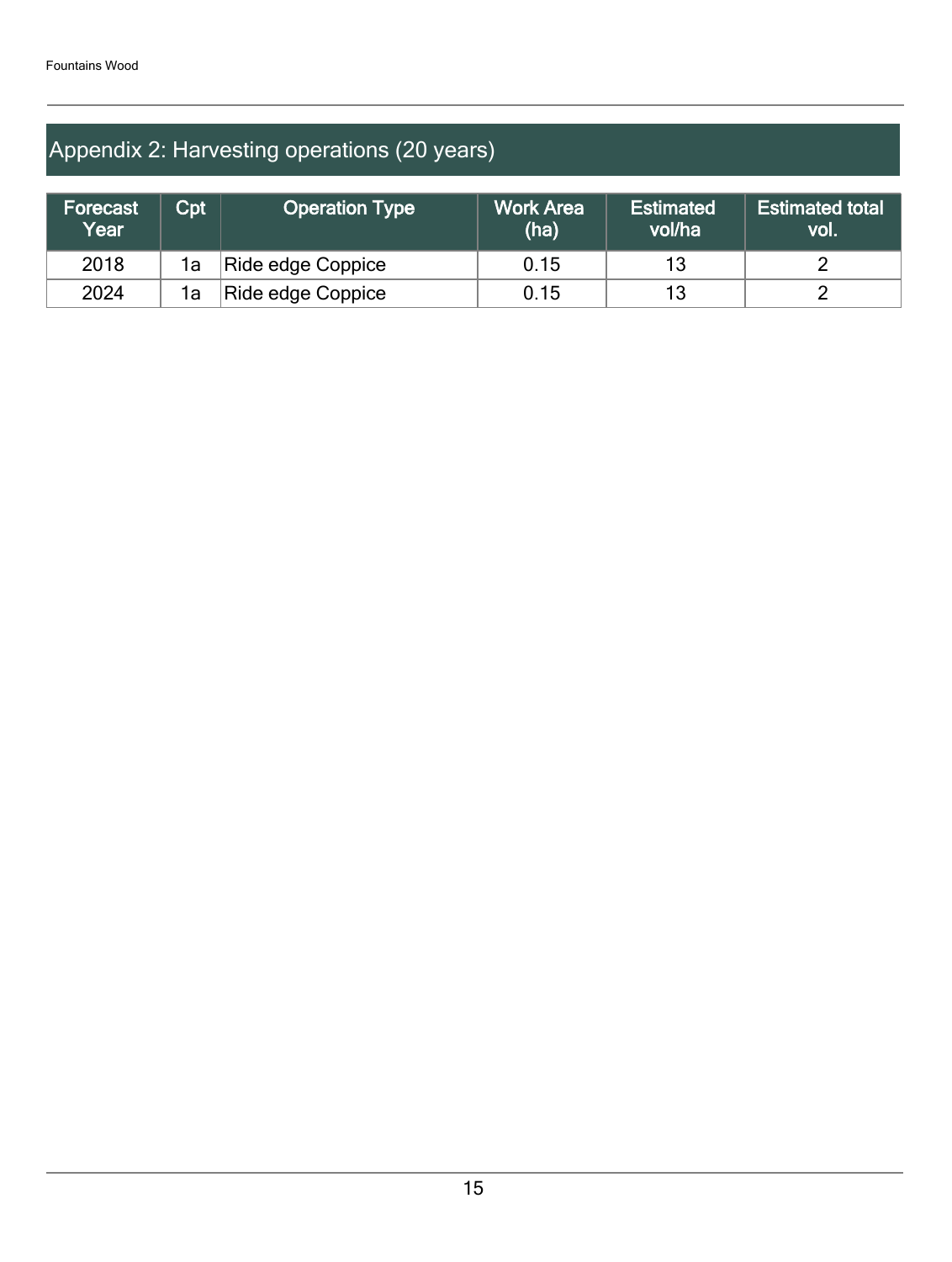## Appendix 2: Harvesting operations (20 years)

| Forecast Year | Cpt | Operation Type | Work Area (ha) | Estimated vol/ha | Estimated total vol. |
|---|---|---|---|---|---|
| 2018 | 1a | Ride edge Coppice | 0.15 | 13 | 2 |
| 2024 | 1a | Ride edge Coppice | 0.15 | 13 | 2 |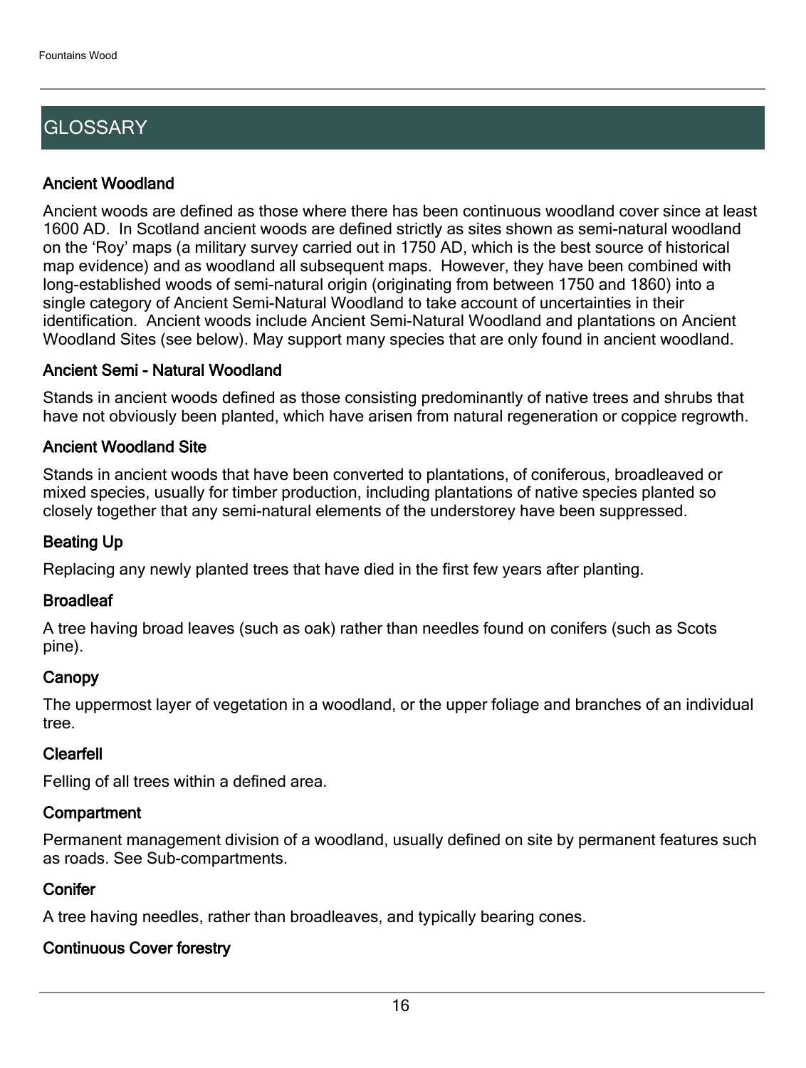## GLOSSARY

### Ancient Woodland

Ancient woods are defined as those where there has been continuous woodland cover since at least 1600 AD. In Scotland ancient woods are defined strictly as sites shown as semi-natural woodland on the 'Roy' maps (a military survey carried out in 1750 AD, which is the best source of historical map evidence) and as woodland all subsequent maps. However, they have been combined with long-established woods of semi-natural origin (originating from between 1750 and 1860) into a single category of Ancient Semi-Natural Woodland to take account of uncertainties in their identification. Ancient woods include Ancient Semi-Natural Woodland and plantations on Ancient Woodland Sites (see below). May support many species that are only found in ancient woodland.

### Ancient Semi - Natural Woodland

Stands in ancient woods defined as those consisting predominantly of native trees and shrubs that have not obviously been planted, which have arisen from natural regeneration or coppice regrowth.

### Ancient Woodland Site

Stands in ancient woods that have been converted to plantations, of coniferous, broadleaved or mixed species, usually for timber production, including plantations of native species planted so closely together that any semi-natural elements of the understorey have been suppressed.

### Beating Up

Replacing any newly planted trees that have died in the first few years after planting.

### Broadleaf

A tree having broad leaves (such as oak) rather than needles found on conifers (such as Scots pine).

### Canopy

The uppermost layer of vegetation in a woodland, or the upper foliage and branches of an individual tree.

### Clearfell

Felling of all trees within a defined area.

### Compartment

Permanent management division of a woodland, usually defined on site by permanent features such as roads. See Sub-compartments.

### Conifer

A tree having needles, rather than broadleaves, and typically bearing cones.

### Continuous Cover forestry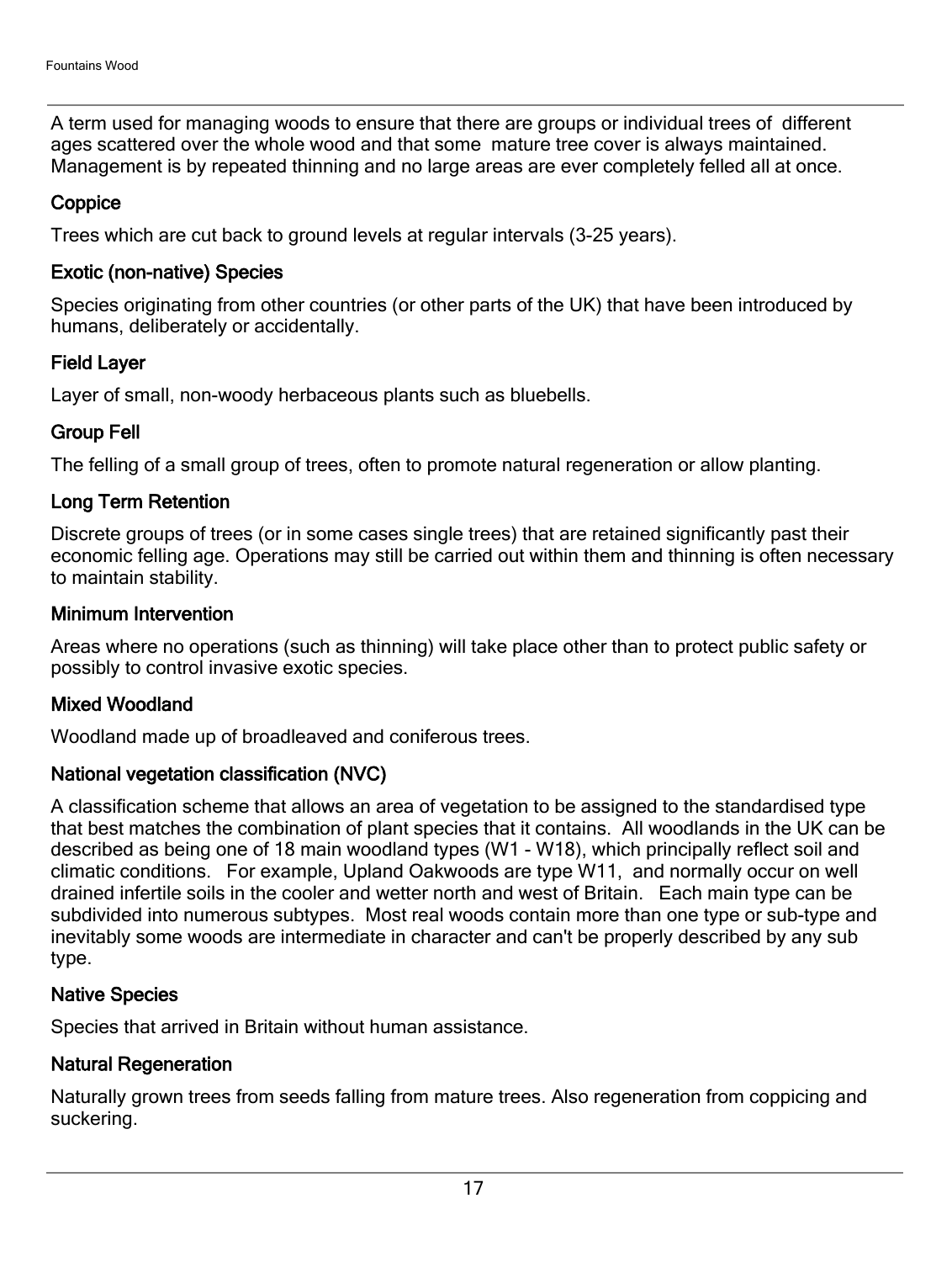A term used for managing woods to ensure that there are groups or individual trees of different ages scattered over the whole wood and that some mature tree cover is always maintained. Management is by repeated thinning and no large areas are ever completely felled all at once.

### Coppice

Trees which are cut back to ground levels at regular intervals (3-25 years).

### Exotic (non-native) Species

Species originating from other countries (or other parts of the UK) that have been introduced by humans, deliberately or accidentally.

### Field Layer

Layer of small, non-woody herbaceous plants such as bluebells.

### Group Fell

The felling of a small group of trees, often to promote natural regeneration or allow planting.

### Long Term Retention

Discrete groups of trees (or in some cases single trees) that are retained significantly past their economic felling age. Operations may still be carried out within them and thinning is often necessary to maintain stability.

### Minimum Intervention

Areas where no operations (such as thinning) will take place other than to protect public safety or possibly to control invasive exotic species.

### Mixed Woodland

Woodland made up of broadleaved and coniferous trees.

### National vegetation classification (NVC)

A classification scheme that allows an area of vegetation to be assigned to the standardised type that best matches the combination of plant species that it contains. All woodlands in the UK can be described as being one of 18 main woodland types (W1 - W18), which principally reflect soil and climatic conditions. For example, Upland Oakwoods are type W11, and normally occur on well drained infertile soils in the cooler and wetter north and west of Britain. Each main type can be subdivided into numerous subtypes. Most real woods contain more than one type or sub-type and inevitably some woods are intermediate in character and can't be properly described by any sub type.

### Native Species

Species that arrived in Britain without human assistance.

### Natural Regeneration

Naturally grown trees from seeds falling from mature trees. Also regeneration from coppicing and suckering.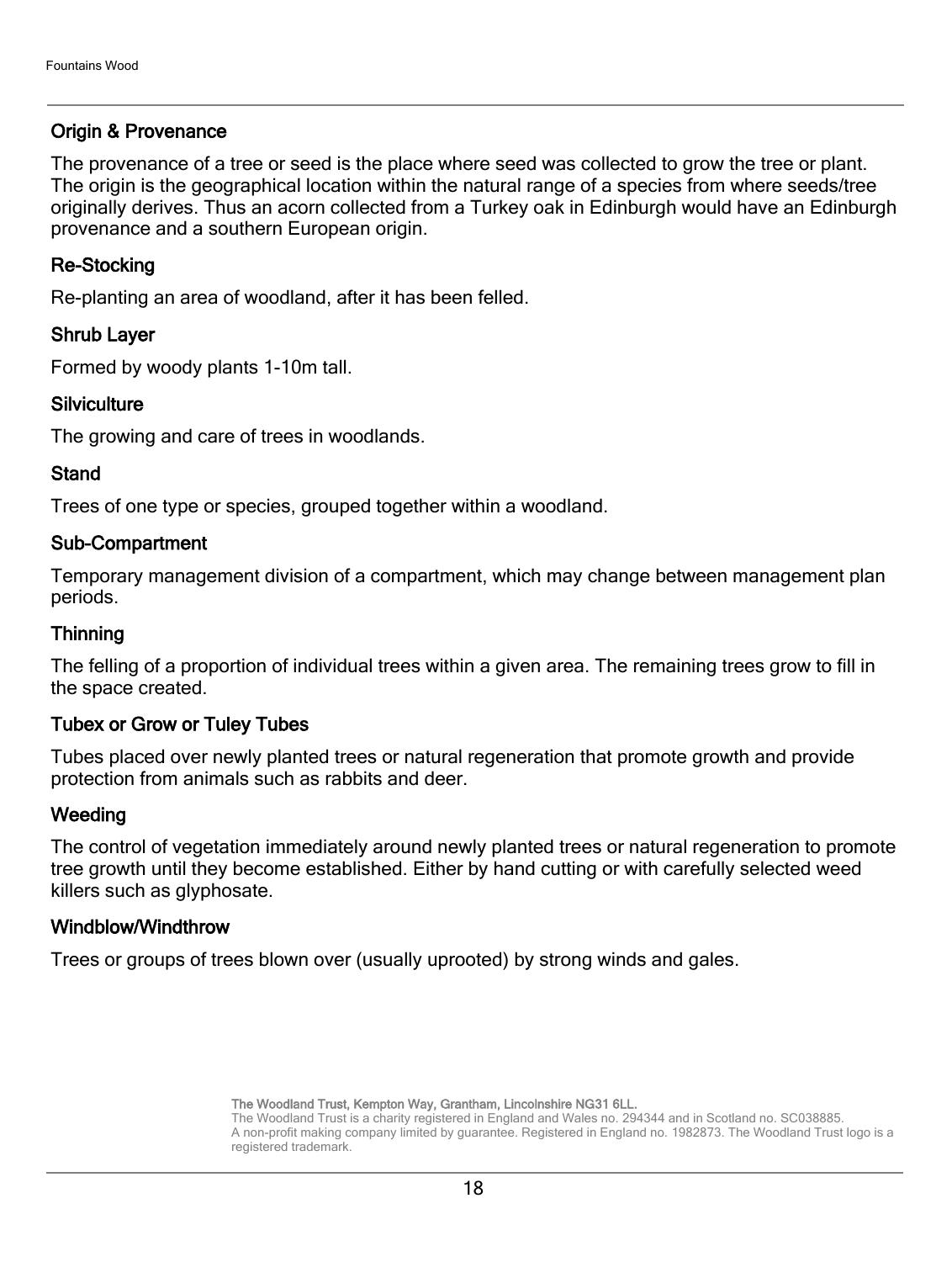### Origin & Provenance

The provenance of a tree or seed is the place where seed was collected to grow the tree or plant. The origin is the geographical location within the natural range of a species from where seeds/tree originally derives. Thus an acorn collected from a Turkey oak in Edinburgh would have an Edinburgh provenance and a southern European origin.

### Re-Stocking

Re-planting an area of woodland, after it has been felled.

### Shrub Layer

Formed by woody plants 1-10m tall.

### Silviculture

The growing and care of trees in woodlands.

### Stand

Trees of one type or species, grouped together within a woodland.

### Sub-Compartment

Temporary management division of a compartment, which may change between management plan periods.

### Thinning

The felling of a proportion of individual trees within a given area. The remaining trees grow to fill in the space created.

### Tubex or Grow or Tuley Tubes

Tubes placed over newly planted trees or natural regeneration that promote growth and provide protection from animals such as rabbits and deer.

### Weeding

The control of vegetation immediately around newly planted trees or natural regeneration to promote tree growth until they become established. Either by hand cutting or with carefully selected weed killers such as glyphosate.

### Windblow/Windthrow

Trees or groups of trees blown over (usually uprooted) by strong winds and gales.